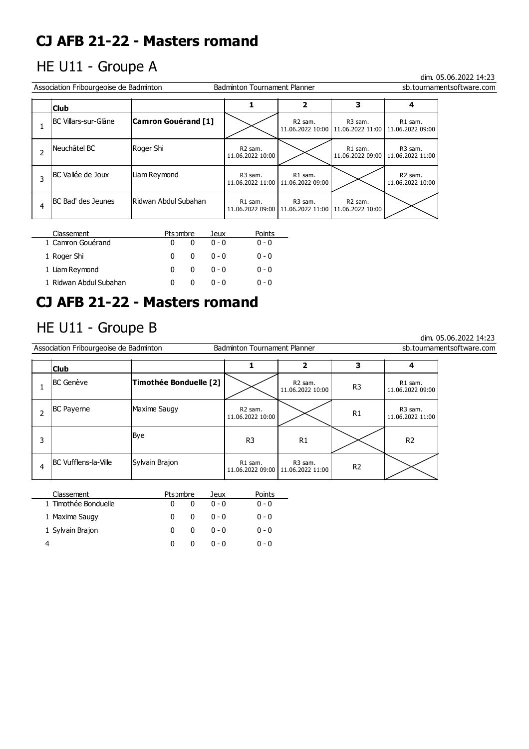# CJ AFB 21-22 - Masters romand

## HE U11 - Groupe A

dim. 05.06.2022 14:23

Association Fribourgeoise de Badminton | Badminton Tournament Planner | sb.tournamentsoftware.com

| | Club | | 1 | 2 | 3 | 4 |
|---|---|---|---|---|---|---|
| 1 | BC Villars-sur-Glâne | **Camron Gouérand [1]** | | R2 sam. 11.06.2022 10:00 | R3 sam. 11.06.2022 11:00 | R1 sam. 11.06.2022 09:00 |
| 2 | Neuchâtel BC | Roger Shi | R2 sam. 11.06.2022 10:00 | | R1 sam. 11.06.2022 09:00 | R3 sam. 11.06.2022 11:00 |
| 3 | BC Vallée de Joux | Liam Reymond | R3 sam. 11.06.2022 11:00 | R1 sam. 11.06.2022 09:00 | | R2 sam. 11.06.2022 10:00 |
| 4 | BC Bad' des Jeunes | Ridwan Abdul Subahan | R1 sam. 11.06.2022 09:00 | R3 sam. 11.06.2022 11:00 | R2 sam. 11.06.2022 10:00 | |

| Classement | Pts | Nombre | Jeux | Points |
|---|---|---|---|---|
| 1 Camron Gouérand | 0 | 0 | 0 - 0 | 0 - 0 |
| 1 Roger Shi | 0 | 0 | 0 - 0 | 0 - 0 |
| 1 Liam Reymond | 0 | 0 | 0 - 0 | 0 - 0 |
| 1 Ridwan Abdul Subahan | 0 | 0 | 0 - 0 | 0 - 0 |

# CJ AFB 21-22 - Masters romand

## HE U11 - Groupe B

dim. 05.06.2022 14:23

Association Fribourgeoise de Badminton | Badminton Tournament Planner | sb.tournamentsoftware.com

| | Club | | 1 | 2 | 3 | 4 |
|---|---|---|---|---|---|---|
| 1 | BC Genève | **Timothée Bonduelle [2]** | | R2 sam. 11.06.2022 10:00 | R3 | R1 sam. 11.06.2022 09:00 |
| 2 | BC Payerne | Maxime Saugy | R2 sam. 11.06.2022 10:00 | | R1 | R3 sam. 11.06.2022 11:00 |
| 3 | | Bye | R3 | R1 | | R2 |
| 4 | BC Vufflens-la-Ville | Sylvain Brajon | R1 sam. 11.06.2022 09:00 | R3 sam. 11.06.2022 11:00 | R2 | |

| Classement | Pts | Nombre | Jeux | Points |
|---|---|---|---|---|
| 1 Timothée Bonduelle | 0 | 0 | 0 - 0 | 0 - 0 |
| 1 Maxime Saugy | 0 | 0 | 0 - 0 | 0 - 0 |
| 1 Sylvain Brajon | 0 | 0 | 0 - 0 | 0 - 0 |
| 4 | 0 | 0 | 0 - 0 | 0 - 0 |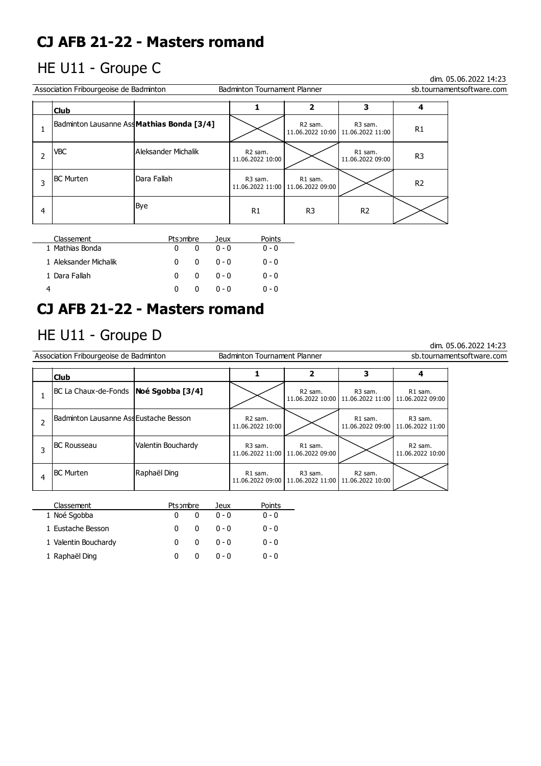# CJ AFB 21-22 - Masters romand

## HE U11 - Groupe C

dim. 05.06.2022 14:23

Association Fribourgeoise de Badminton — Badminton Tournament Planner — sb.tournamentsoftware.com

| | Club | | 1 | 2 | 3 | 4 |
|---|---|---|---|---|---|---|
| 1 | Badminton Lausanne Ass | **Mathias Bonda [3/4]** | | R2 sam. 11.06.2022 10:00 | R3 sam. 11.06.2022 11:00 | R1 |
| 2 | VBC | Aleksander Michalik | R2 sam. 11.06.2022 10:00 | | R1 sam. 11.06.2022 09:00 | R3 |
| 3 | BC Murten | Dara Fallah | R3 sam. 11.06.2022 11:00 | R1 sam. 11.06.2022 09:00 | | R2 |
| 4 | | Bye | R1 | R3 | R2 | |

| Classement | Pts | Nombre | Jeux | Points |
|---|---|---|---|---|
| 1 Mathias Bonda | 0 | 0 | 0 - 0 | 0 - 0 |
| 1 Aleksander Michalik | 0 | 0 | 0 - 0 | 0 - 0 |
| 1 Dara Fallah | 0 | 0 | 0 - 0 | 0 - 0 |
| 4 | 0 | 0 | 0 - 0 | 0 - 0 |

# CJ AFB 21-22 - Masters romand

## HE U11 - Groupe D

dim. 05.06.2022 14:23

Association Fribourgeoise de Badminton — Badminton Tournament Planner — sb.tournamentsoftware.com

| | Club | | 1 | 2 | 3 | 4 |
|---|---|---|---|---|---|---|
| 1 | BC La Chaux-de-Fonds | **Noé Sgobba [3/4]** | | R2 sam. 11.06.2022 10:00 | R3 sam. 11.06.2022 11:00 | R1 sam. 11.06.2022 09:00 |
| 2 | Badminton Lausanne Ass | Eustache Besson | R2 sam. 11.06.2022 10:00 | | R1 sam. 11.06.2022 09:00 | R3 sam. 11.06.2022 11:00 |
| 3 | BC Rousseau | Valentin Bouchardy | R3 sam. 11.06.2022 11:00 | R1 sam. 11.06.2022 09:00 | | R2 sam. 11.06.2022 10:00 |
| 4 | BC Murten | Raphaël Ding | R1 sam. 11.06.2022 09:00 | R3 sam. 11.06.2022 11:00 | R2 sam. 11.06.2022 10:00 | |

| Classement | Pts | Nombre | Jeux | Points |
|---|---|---|---|---|
| 1 Noé Sgobba | 0 | 0 | 0 - 0 | 0 - 0 |
| 1 Eustache Besson | 0 | 0 | 0 - 0 | 0 - 0 |
| 1 Valentin Bouchardy | 0 | 0 | 0 - 0 | 0 - 0 |
| 1 Raphaël Ding | 0 | 0 | 0 - 0 | 0 - 0 |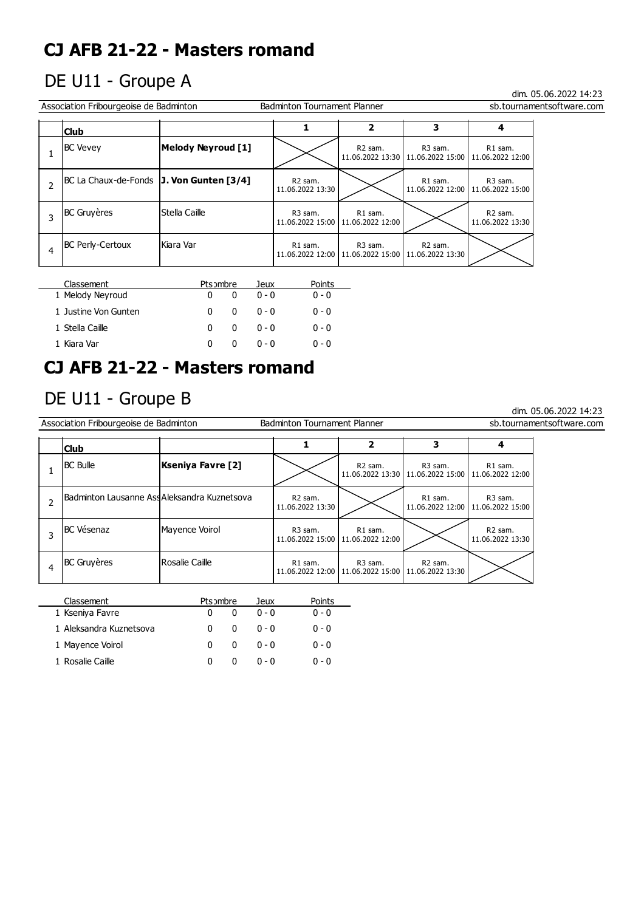# CJ AFB 21-22 - Masters romand

## DE U11 - Groupe A

dim. 05.06.2022 14:23

Association Fribourgeoise de Badminton | Badminton Tournament Planner | sb.tournamentsoftware.com

| | Club | | 1 | 2 | 3 | 4 |
|---|---|---|---|---|---|---|
| 1 | BC Vevey | **Melody Neyroud [1]** | | R2 sam. 11.06.2022 13:30 | R3 sam. 11.06.2022 15:00 | R1 sam. 11.06.2022 12:00 |
| 2 | BC La Chaux-de-Fonds | **J. Von Gunten [3/4]** | R2 sam. 11.06.2022 13:30 | | R1 sam. 11.06.2022 12:00 | R3 sam. 11.06.2022 15:00 |
| 3 | BC Gruyères | Stella Caille | R3 sam. 11.06.2022 15:00 | R1 sam. 11.06.2022 12:00 | | R2 sam. 11.06.2022 13:30 |
| 4 | BC Perly-Certoux | Kiara Var | R1 sam. 11.06.2022 12:00 | R3 sam. 11.06.2022 15:00 | R2 sam. 11.06.2022 13:30 | |

| Classement | Pts | Nombre | Jeux | Points |
|---|---|---|---|---|
| 1 Melody Neyroud | 0 | 0 | 0 - 0 | 0 - 0 |
| 1 Justine Von Gunten | 0 | 0 | 0 - 0 | 0 - 0 |
| 1 Stella Caille | 0 | 0 | 0 - 0 | 0 - 0 |
| 1 Kiara Var | 0 | 0 | 0 - 0 | 0 - 0 |

# CJ AFB 21-22 - Masters romand

## DE U11 - Groupe B

dim. 05.06.2022 14:23

Association Fribourgeoise de Badminton | Badminton Tournament Planner | sb.tournamentsoftware.com

| | Club | | 1 | 2 | 3 | 4 |
|---|---|---|---|---|---|---|
| 1 | BC Bulle | **Kseniya Favre [2]** | | R2 sam. 11.06.2022 13:30 | R3 sam. 11.06.2022 15:00 | R1 sam. 11.06.2022 12:00 |
| 2 | Badminton Lausanne Ass | Aleksandra Kuznetsova | R2 sam. 11.06.2022 13:30 | | R1 sam. 11.06.2022 12:00 | R3 sam. 11.06.2022 15:00 |
| 3 | BC Vésenaz | Mayence Voirol | R3 sam. 11.06.2022 15:00 | R1 sam. 11.06.2022 12:00 | | R2 sam. 11.06.2022 13:30 |
| 4 | BC Gruyères | Rosalie Caille | R1 sam. 11.06.2022 12:00 | R3 sam. 11.06.2022 15:00 | R2 sam. 11.06.2022 13:30 | |

| Classement | Pts | Nombre | Jeux | Points |
|---|---|---|---|---|
| 1 Kseniya Favre | 0 | 0 | 0 - 0 | 0 - 0 |
| 1 Aleksandra Kuznetsova | 0 | 0 | 0 - 0 | 0 - 0 |
| 1 Mayence Voirol | 0 | 0 | 0 - 0 | 0 - 0 |
| 1 Rosalie Caille | 0 | 0 | 0 - 0 | 0 - 0 |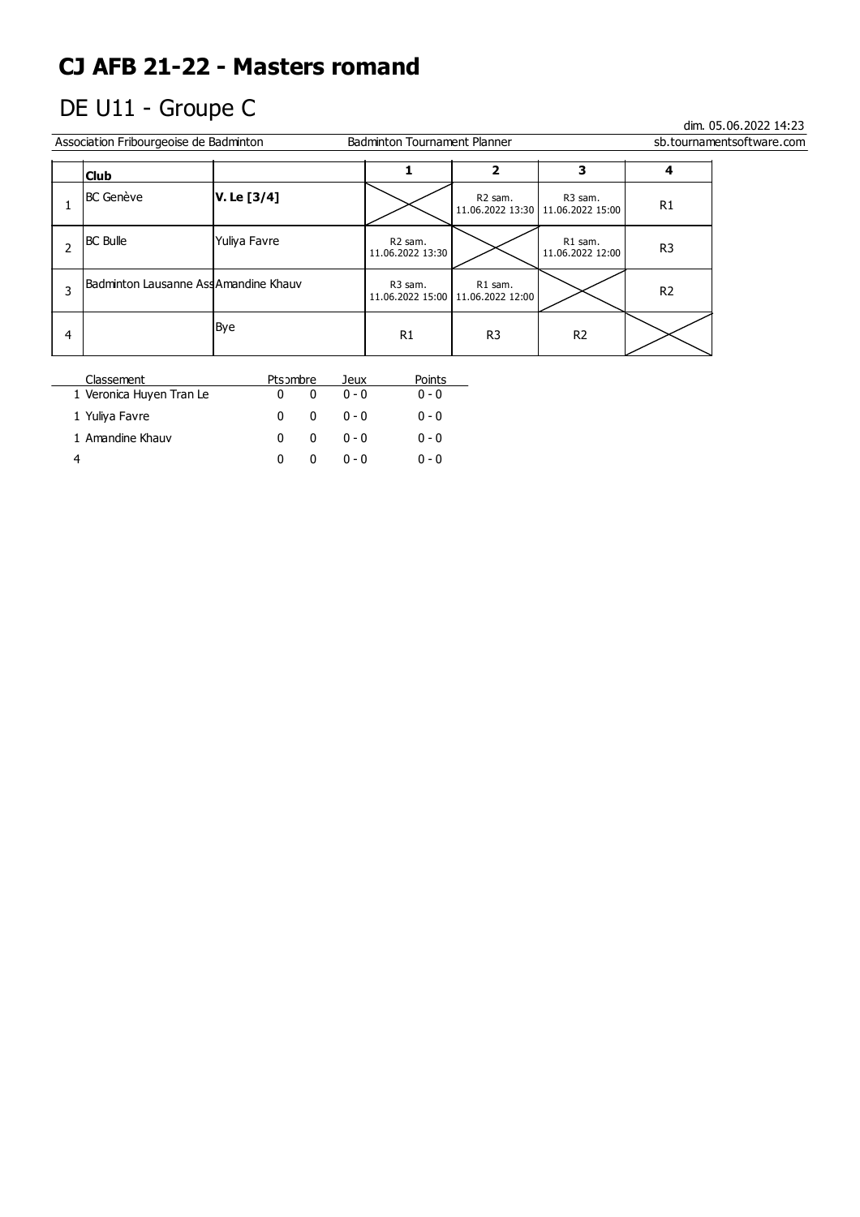# CJ AFB 21-22 - Masters romand

## DE U11 - Groupe C

dim. 05.06.2022 14:23

Association Fribourgeoise de Badminton | Badminton Tournament Planner | sb.tournamentsoftware.com

| | Club | | 1 | 2 | 3 | 4 |
|---|---|---|---|---|---|---|
| 1 | BC Genève | **V. Le [3/4]** | | R2 sam. 11.06.2022 13:30 | R3 sam. 11.06.2022 15:00 | R1 |
| 2 | BC Bulle | Yuliya Favre | R2 sam. 11.06.2022 13:30 | | R1 sam. 11.06.2022 12:00 | R3 |
| 3 | Badminton Lausanne Ass | Amandine Khauv | R3 sam. 11.06.2022 15:00 | R1 sam. 11.06.2022 12:00 | | R2 |
| 4 | | Bye | R1 | R3 | R2 | |

| Classement | Pts | Nombre | Jeux | Points |
|---|---|---|---|---|
| 1 Veronica Huyen Tran Le | 0 | 0 | 0 - 0 | 0 - 0 |
| 1 Yuliya Favre | 0 | 0 | 0 - 0 | 0 - 0 |
| 1 Amandine Khauv | 0 | 0 | 0 - 0 | 0 - 0 |
| 4 | 0 | 0 | 0 - 0 | 0 - 0 |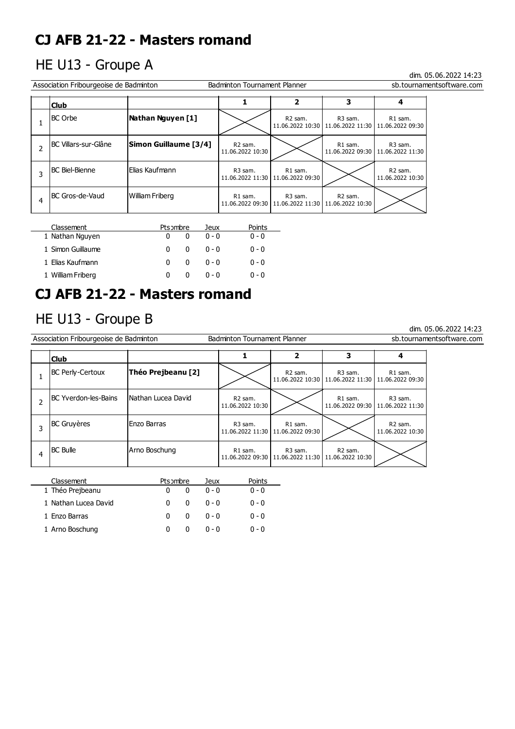# CJ AFB 21-22 - Masters romand

## HE U13 - Groupe A

dim. 05.06.2022 14:23

Association Fribourgeoise de Badminton | Badminton Tournament Planner | sb.tournamentsoftware.com

| | Club | | 1 | 2 | 3 | 4 |
|---|---|---|---|---|---|---|
| 1 | BC Orbe | **Nathan Nguyen [1]** | | R2 sam. 11.06.2022 10:30 | R3 sam. 11.06.2022 11:30 | R1 sam. 11.06.2022 09:30 |
| 2 | BC Villars-sur-Glâne | **Simon Guillaume [3/4]** | R2 sam. 11.06.2022 10:30 | | R1 sam. 11.06.2022 09:30 | R3 sam. 11.06.2022 11:30 |
| 3 | BC Biel-Bienne | Elias Kaufmann | R3 sam. 11.06.2022 11:30 | R1 sam. 11.06.2022 09:30 | | R2 sam. 11.06.2022 10:30 |
| 4 | BC Gros-de-Vaud | William Friberg | R1 sam. 11.06.2022 09:30 | R3 sam. 11.06.2022 11:30 | R2 sam. 11.06.2022 10:30 | |

| Classement | Pts | Nombre | Jeux | Points |
|---|---|---|---|---|
| 1 Nathan Nguyen | 0 | 0 | 0 - 0 | 0 - 0 |
| 1 Simon Guillaume | 0 | 0 | 0 - 0 | 0 - 0 |
| 1 Elias Kaufmann | 0 | 0 | 0 - 0 | 0 - 0 |
| 1 William Friberg | 0 | 0 | 0 - 0 | 0 - 0 |

# CJ AFB 21-22 - Masters romand

## HE U13 - Groupe B

dim. 05.06.2022 14:23

Association Fribourgeoise de Badminton | Badminton Tournament Planner | sb.tournamentsoftware.com

| | Club | | 1 | 2 | 3 | 4 |
|---|---|---|---|---|---|---|
| 1 | BC Perly-Certoux | **Théo Prejbeanu [2]** | | R2 sam. 11.06.2022 10:30 | R3 sam. 11.06.2022 11:30 | R1 sam. 11.06.2022 09:30 |
| 2 | BC Yverdon-les-Bains | Nathan Lucea David | R2 sam. 11.06.2022 10:30 | | R1 sam. 11.06.2022 09:30 | R3 sam. 11.06.2022 11:30 |
| 3 | BC Gruyères | Enzo Barras | R3 sam. 11.06.2022 11:30 | R1 sam. 11.06.2022 09:30 | | R2 sam. 11.06.2022 10:30 |
| 4 | BC Bulle | Arno Boschung | R1 sam. 11.06.2022 09:30 | R3 sam. 11.06.2022 11:30 | R2 sam. 11.06.2022 10:30 | |

| Classement | Pts | Nombre | Jeux | Points |
|---|---|---|---|---|
| 1 Théo Prejbeanu | 0 | 0 | 0 - 0 | 0 - 0 |
| 1 Nathan Lucea David | 0 | 0 | 0 - 0 | 0 - 0 |
| 1 Enzo Barras | 0 | 0 | 0 - 0 | 0 - 0 |
| 1 Arno Boschung | 0 | 0 | 0 - 0 | 0 - 0 |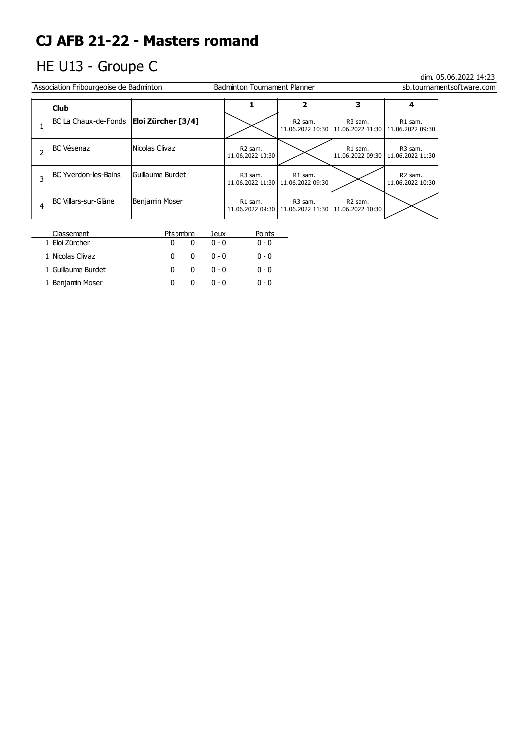# CJ AFB 21-22 - Masters romand

## HE U13 - Groupe C

dim. 05.06.2022 14:23

Association Fribourgeoise de Badminton | Badminton Tournament Planner | sb.tournamentsoftware.com

| | Club | | 1 | 2 | 3 | 4 |
|---|---|---|---|---|---|---|
| 1 | BC La Chaux-de-Fonds | **Eloi Zürcher [3/4]** | | R2 sam. 11.06.2022 10:30 | R3 sam. 11.06.2022 11:30 | R1 sam. 11.06.2022 09:30 |
| 2 | BC Vésenaz | Nicolas Clivaz | R2 sam. 11.06.2022 10:30 | | R1 sam. 11.06.2022 09:30 | R3 sam. 11.06.2022 11:30 |
| 3 | BC Yverdon-les-Bains | Guillaume Burdet | R3 sam. 11.06.2022 11:30 | R1 sam. 11.06.2022 09:30 | | R2 sam. 11.06.2022 10:30 |
| 4 | BC Villars-sur-Glâne | Benjamin Moser | R1 sam. 11.06.2022 09:30 | R3 sam. 11.06.2022 11:30 | R2 sam. 11.06.2022 10:30 | |

| Classement | Pts | Nombre | Jeux | Points |
|---|---|---|---|---|
| 1 Eloi Zürcher | 0 | 0 | 0 - 0 | 0 - 0 |
| 1 Nicolas Clivaz | 0 | 0 | 0 - 0 | 0 - 0 |
| 1 Guillaume Burdet | 0 | 0 | 0 - 0 | 0 - 0 |
| 1 Benjamin Moser | 0 | 0 | 0 - 0 | 0 - 0 |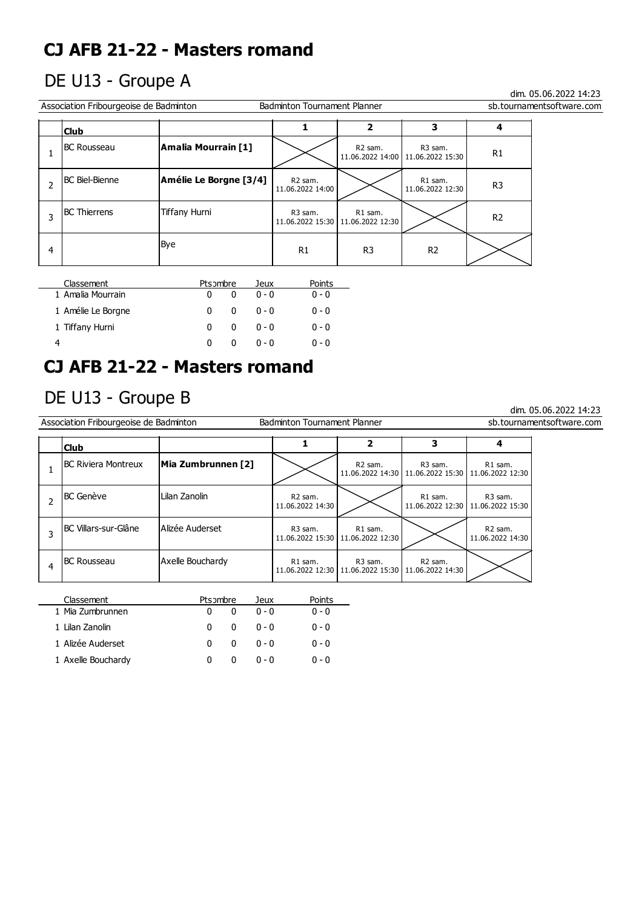# CJ AFB 21-22 - Masters romand

## DE U13 - Groupe A

dim. 05.06.2022 14:23

Association Fribourgeoise de Badminton — Badminton Tournament Planner — sb.tournamentsoftware.com

| | Club | | 1 | 2 | 3 | 4 |
|---|---|---|---|---|---|---|
| 1 | BC Rousseau | **Amalia Mourrain [1]** | | R2 sam. 11.06.2022 14:00 | R3 sam. 11.06.2022 15:30 | R1 |
| 2 | BC Biel-Bienne | **Amélie Le Borgne [3/4]** | R2 sam. 11.06.2022 14:00 | | R1 sam. 11.06.2022 12:30 | R3 |
| 3 | BC Thierrens | Tiffany Hurni | R3 sam. 11.06.2022 15:30 | R1 sam. 11.06.2022 12:30 | | R2 |
| 4 | | Bye | R1 | R3 | R2 | |

| Classement | Pts | Nombre | Jeux | Points |
|---|---|---|---|---|
| 1 Amalia Mourrain | 0 | 0 | 0 - 0 | 0 - 0 |
| 1 Amélie Le Borgne | 0 | 0 | 0 - 0 | 0 - 0 |
| 1 Tiffany Hurni | 0 | 0 | 0 - 0 | 0 - 0 |
| 4 | 0 | 0 | 0 - 0 | 0 - 0 |

# CJ AFB 21-22 - Masters romand

## DE U13 - Groupe B

dim. 05.06.2022 14:23

Association Fribourgeoise de Badminton — Badminton Tournament Planner — sb.tournamentsoftware.com

| | Club | | 1 | 2 | 3 | 4 |
|---|---|---|---|---|---|---|
| 1 | BC Riviera Montreux | **Mia Zumbrunnen [2]** | | R2 sam. 11.06.2022 14:30 | R3 sam. 11.06.2022 15:30 | R1 sam. 11.06.2022 12:30 |
| 2 | BC Genève | Lilan Zanolin | R2 sam. 11.06.2022 14:30 | | R1 sam. 11.06.2022 12:30 | R3 sam. 11.06.2022 15:30 |
| 3 | BC Villars-sur-Glâne | Alizée Auderset | R3 sam. 11.06.2022 15:30 | R1 sam. 11.06.2022 12:30 | | R2 sam. 11.06.2022 14:30 |
| 4 | BC Rousseau | Axelle Bouchardy | R1 sam. 11.06.2022 12:30 | R3 sam. 11.06.2022 15:30 | R2 sam. 11.06.2022 14:30 | |

| Classement | Pts | Nombre | Jeux | Points |
|---|---|---|---|---|
| 1 Mia Zumbrunnen | 0 | 0 | 0 - 0 | 0 - 0 |
| 1 Lilan Zanolin | 0 | 0 | 0 - 0 | 0 - 0 |
| 1 Alizée Auderset | 0 | 0 | 0 - 0 | 0 - 0 |
| 1 Axelle Bouchardy | 0 | 0 | 0 - 0 | 0 - 0 |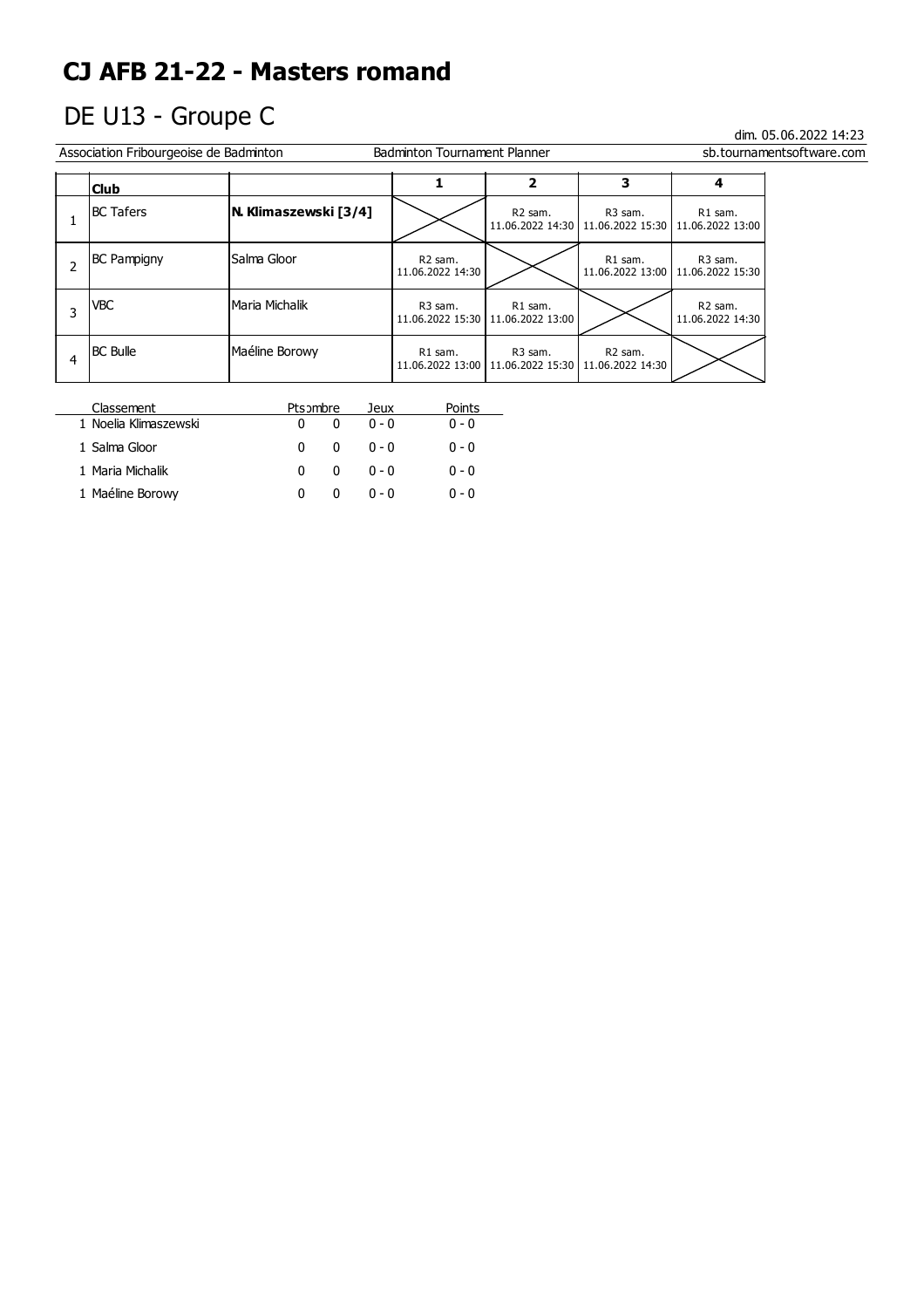# CJ AFB 21-22 - Masters romand

## DE U13 - Groupe C

dim. 05.06.2022 14:23

Association Fribourgeoise de Badminton | Badminton Tournament Planner | sb.tournamentsoftware.com

| | Club | | 1 | 2 | 3 | 4 |
|---|---|---|---|---|---|---|
| 1 | BC Tafers | **N. Klimaszewski [3/4]** | | R2 sam. 11.06.2022 14:30 | R3 sam. 11.06.2022 15:30 | R1 sam. 11.06.2022 13:00 |
| 2 | BC Pampigny | Salma Gloor | R2 sam. 11.06.2022 14:30 | | R1 sam. 11.06.2022 13:00 | R3 sam. 11.06.2022 15:30 |
| 3 | VBC | Maria Michalik | R3 sam. 11.06.2022 15:30 | R1 sam. 11.06.2022 13:00 | | R2 sam. 11.06.2022 14:30 |
| 4 | BC Bulle | Maéline Borowy | R1 sam. 11.06.2022 13:00 | R3 sam. 11.06.2022 15:30 | R2 sam. 11.06.2022 14:30 | |

| Classement | Pts | Nombre | Jeux | Points |
|---|---|---|---|---|
| 1 Noelia Klimaszewski | 0 | 0 | 0 - 0 | 0 - 0 |
| 1 Salma Gloor | 0 | 0 | 0 - 0 | 0 - 0 |
| 1 Maria Michalik | 0 | 0 | 0 - 0 | 0 - 0 |
| 1 Maéline Borowy | 0 | 0 | 0 - 0 | 0 - 0 |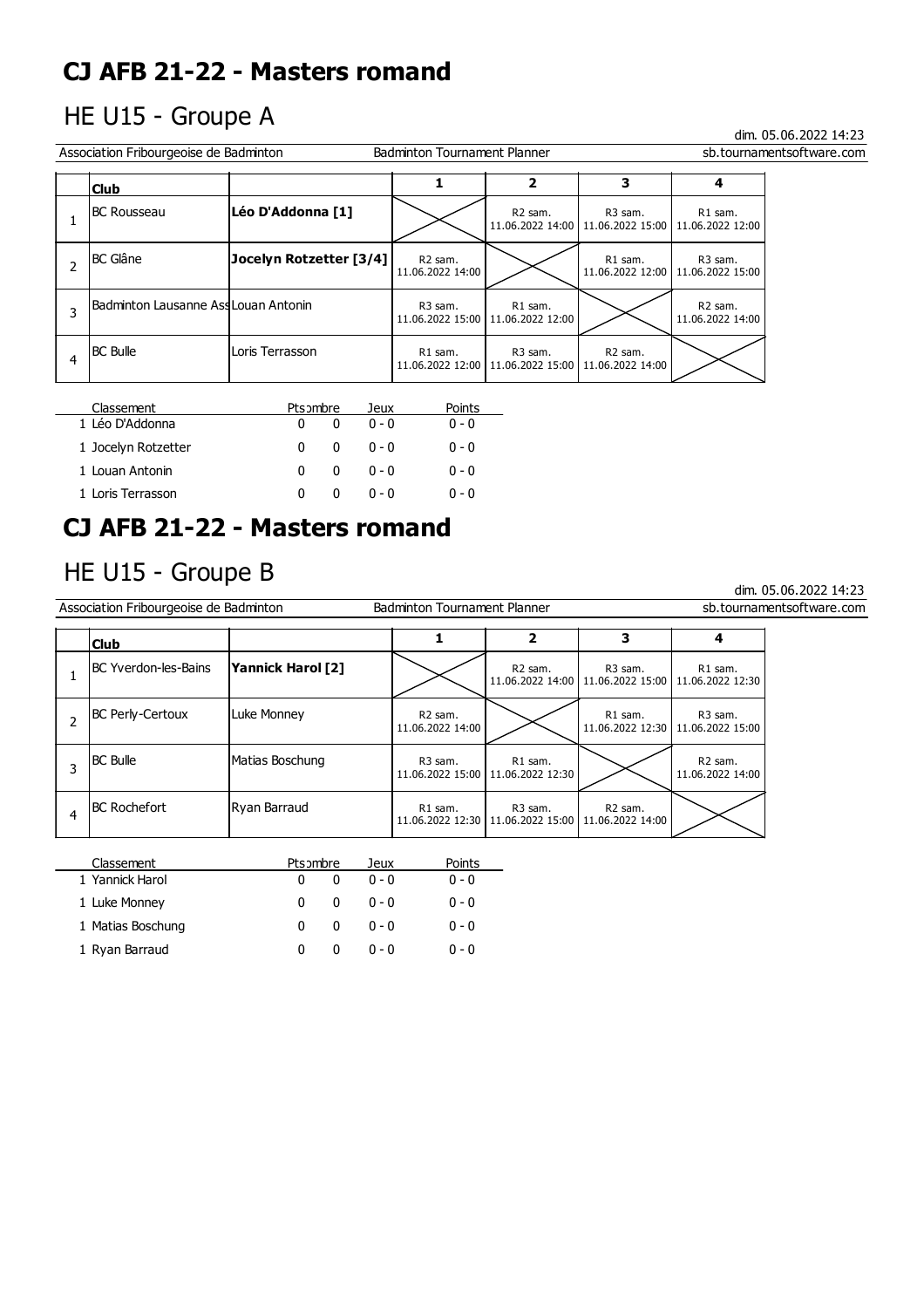# CJ AFB 21-22 - Masters romand

## HE U15 - Groupe A

dim. 05.06.2022 14:23

Association Fribourgeoise de Badminton | Badminton Tournament Planner | sb.tournamentsoftware.com

| | Club | | 1 | 2 | 3 | 4 |
|---|---|---|---|---|---|---|
| 1 | BC Rousseau | **Léo D'Addonna [1]** | | R2 sam. 11.06.2022 14:00 | R3 sam. 11.06.2022 15:00 | R1 sam. 11.06.2022 12:00 |
| 2 | BC Glâne | **Jocelyn Rotzetter [3/4]** | R2 sam. 11.06.2022 14:00 | | R1 sam. 11.06.2022 12:00 | R3 sam. 11.06.2022 15:00 |
| 3 | Badminton Lausanne Ass | Louan Antonin | R3 sam. 11.06.2022 15:00 | R1 sam. 11.06.2022 12:00 | | R2 sam. 11.06.2022 14:00 |
| 4 | BC Bulle | Loris Terrasson | R1 sam. 11.06.2022 12:00 | R3 sam. 11.06.2022 15:00 | R2 sam. 11.06.2022 14:00 | |

| Classement | Pts | Nombre | Jeux | Points |
|---|---|---|---|---|
| 1 Léo D'Addonna | 0 | 0 | 0 - 0 | 0 - 0 |
| 1 Jocelyn Rotzetter | 0 | 0 | 0 - 0 | 0 - 0 |
| 1 Louan Antonin | 0 | 0 | 0 - 0 | 0 - 0 |
| 1 Loris Terrasson | 0 | 0 | 0 - 0 | 0 - 0 |

# CJ AFB 21-22 - Masters romand

## HE U15 - Groupe B

dim. 05.06.2022 14:23

Association Fribourgeoise de Badminton | Badminton Tournament Planner | sb.tournamentsoftware.com

| | Club | | 1 | 2 | 3 | 4 |
|---|---|---|---|---|---|---|
| 1 | BC Yverdon-les-Bains | **Yannick Harol [2]** | | R2 sam. 11.06.2022 14:00 | R3 sam. 11.06.2022 15:00 | R1 sam. 11.06.2022 12:30 |
| 2 | BC Perly-Certoux | Luke Monney | R2 sam. 11.06.2022 14:00 | | R1 sam. 11.06.2022 12:30 | R3 sam. 11.06.2022 15:00 |
| 3 | BC Bulle | Matias Boschung | R3 sam. 11.06.2022 15:00 | R1 sam. 11.06.2022 12:30 | | R2 sam. 11.06.2022 14:00 |
| 4 | BC Rochefort | Ryan Barraud | R1 sam. 11.06.2022 12:30 | R3 sam. 11.06.2022 15:00 | R2 sam. 11.06.2022 14:00 | |

| Classement | Pts | Nombre | Jeux | Points |
|---|---|---|---|---|
| 1 Yannick Harol | 0 | 0 | 0 - 0 | 0 - 0 |
| 1 Luke Monney | 0 | 0 | 0 - 0 | 0 - 0 |
| 1 Matias Boschung | 0 | 0 | 0 - 0 | 0 - 0 |
| 1 Ryan Barraud | 0 | 0 | 0 - 0 | 0 - 0 |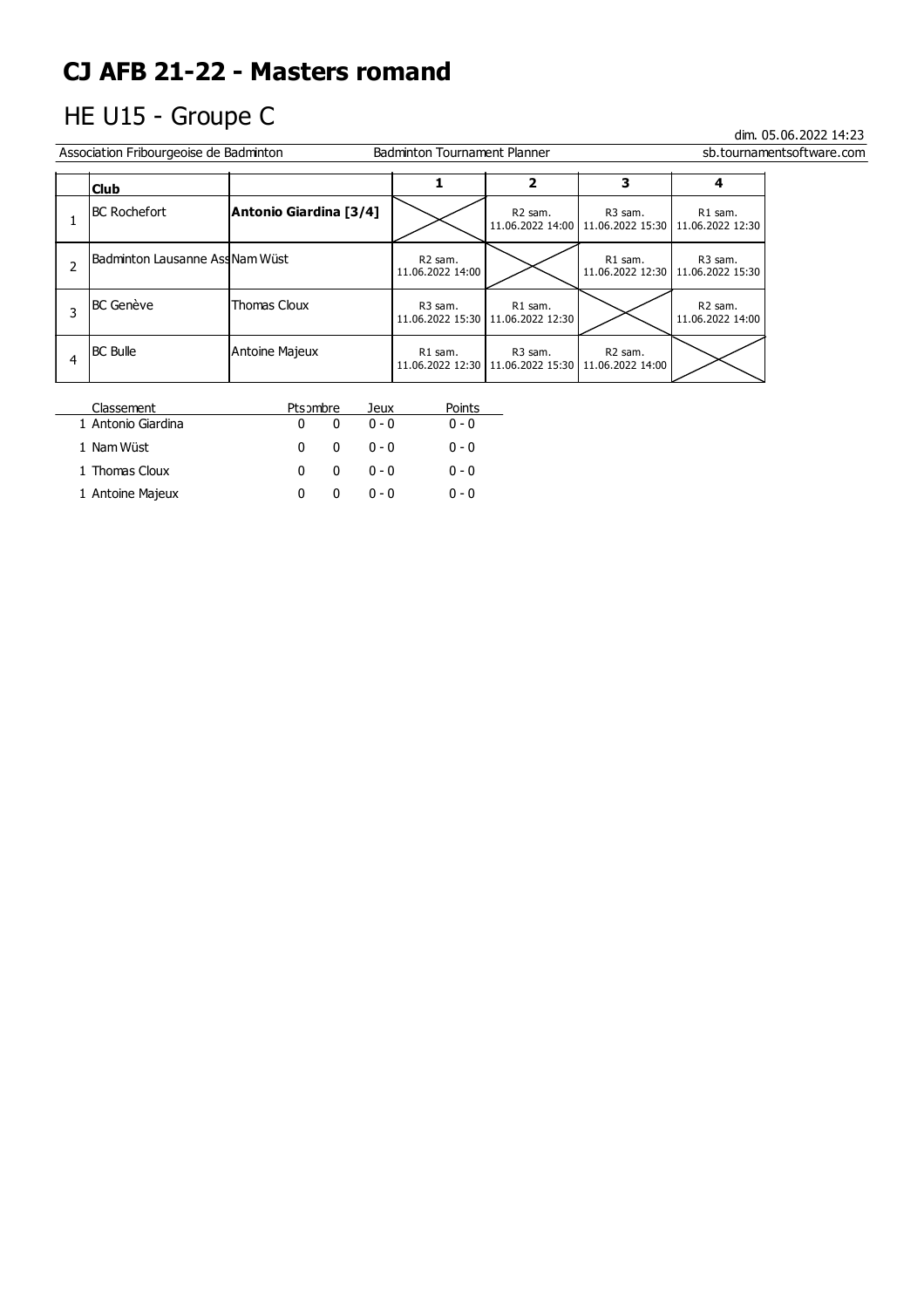# CJ AFB 21-22 - Masters romand

## HE U15 - Groupe C

dim. 05.06.2022 14:23

Association Fribourgeoise de Badminton | Badminton Tournament Planner | sb.tournamentsoftware.com

| | Club | | 1 | 2 | 3 | 4 |
|---|---|---|---|---|---|---|
| 1 | BC Rochefort | **Antonio Giardina [3/4]** | | R2 sam. 11.06.2022 14:00 | R3 sam. 11.06.2022 15:30 | R1 sam. 11.06.2022 12:30 |
| 2 | Badminton Lausanne Ass | Nam Wüst | R2 sam. 11.06.2022 14:00 | | R1 sam. 11.06.2022 12:30 | R3 sam. 11.06.2022 15:30 |
| 3 | BC Genève | Thomas Cloux | R3 sam. 11.06.2022 15:30 | R1 sam. 11.06.2022 12:30 | | R2 sam. 11.06.2022 14:00 |
| 4 | BC Bulle | Antoine Majeux | R1 sam. 11.06.2022 12:30 | R3 sam. 11.06.2022 15:30 | R2 sam. 11.06.2022 14:00 | |

| Classement | Pts | Nombre | Jeux | Points |
|---|---|---|---|---|
| 1 Antonio Giardina | 0 | 0 | 0 - 0 | 0 - 0 |
| 1 Nam Wüst | 0 | 0 | 0 - 0 | 0 - 0 |
| 1 Thomas Cloux | 0 | 0 | 0 - 0 | 0 - 0 |
| 1 Antoine Majeux | 0 | 0 | 0 - 0 | 0 - 0 |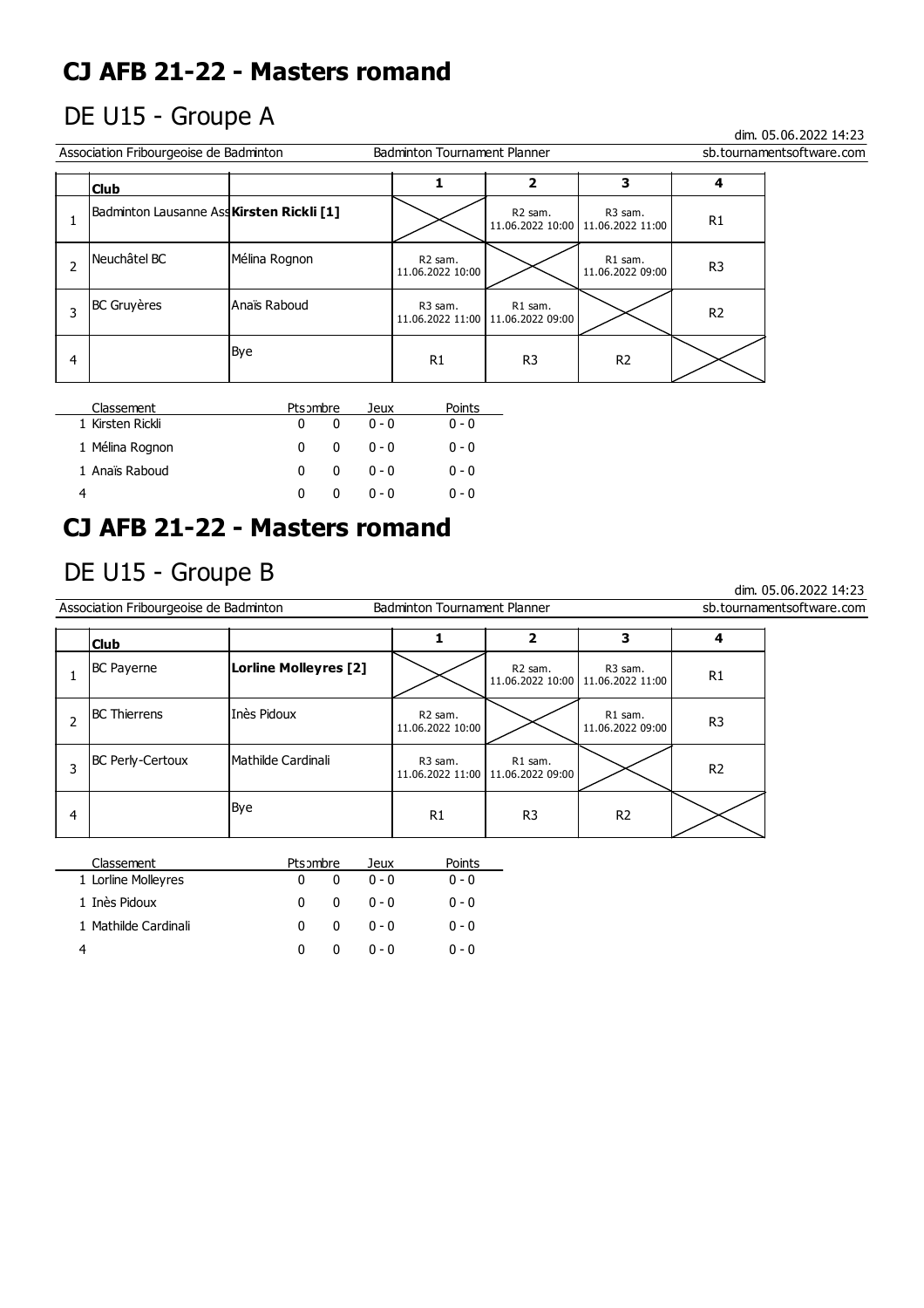# CJ AFB 21-22 - Masters romand

## DE U15 - Groupe A

dim. 05.06.2022 14:23

Association Fribourgeoise de Badminton | Badminton Tournament Planner | sb.tournamentsoftware.com

| | Club | | 1 | 2 | 3 | 4 |
|---|---|---|---|---|---|---|
| 1 | Badminton Lausanne Ass | **Kirsten Rickli [1]** | | R2 sam. 11.06.2022 10:00 | R3 sam. 11.06.2022 11:00 | R1 |
| 2 | Neuchâtel BC | Mélina Rognon | R2 sam. 11.06.2022 10:00 | | R1 sam. 11.06.2022 09:00 | R3 |
| 3 | BC Gruyères | Anaïs Raboud | R3 sam. 11.06.2022 11:00 | R1 sam. 11.06.2022 09:00 | | R2 |
| 4 | | Bye | R1 | R3 | R2 | |

| Classement | Pts | Nombre | Jeux | Points |
|---|---|---|---|---|
| 1 Kirsten Rickli | 0 | 0 | 0 - 0 | 0 - 0 |
| 1 Mélina Rognon | 0 | 0 | 0 - 0 | 0 - 0 |
| 1 Anaïs Raboud | 0 | 0 | 0 - 0 | 0 - 0 |
| 4 | 0 | 0 | 0 - 0 | 0 - 0 |

# CJ AFB 21-22 - Masters romand

## DE U15 - Groupe B

dim. 05.06.2022 14:23

Association Fribourgeoise de Badminton | Badminton Tournament Planner | sb.tournamentsoftware.com

| | Club | | 1 | 2 | 3 | 4 |
|---|---|---|---|---|---|---|
| 1 | BC Payerne | **Lorline Molleyres [2]** | | R2 sam. 11.06.2022 10:00 | R3 sam. 11.06.2022 11:00 | R1 |
| 2 | BC Thierrens | Inès Pidoux | R2 sam. 11.06.2022 10:00 | | R1 sam. 11.06.2022 09:00 | R3 |
| 3 | BC Perly-Certoux | Mathilde Cardinali | R3 sam. 11.06.2022 11:00 | R1 sam. 11.06.2022 09:00 | | R2 |
| 4 | | Bye | R1 | R3 | R2 | |

| Classement | Pts | Nombre | Jeux | Points |
|---|---|---|---|---|
| 1 Lorline Molleyres | 0 | 0 | 0 - 0 | 0 - 0 |
| 1 Inès Pidoux | 0 | 0 | 0 - 0 | 0 - 0 |
| 1 Mathilde Cardinali | 0 | 0 | 0 - 0 | 0 - 0 |
| 4 | 0 | 0 | 0 - 0 | 0 - 0 |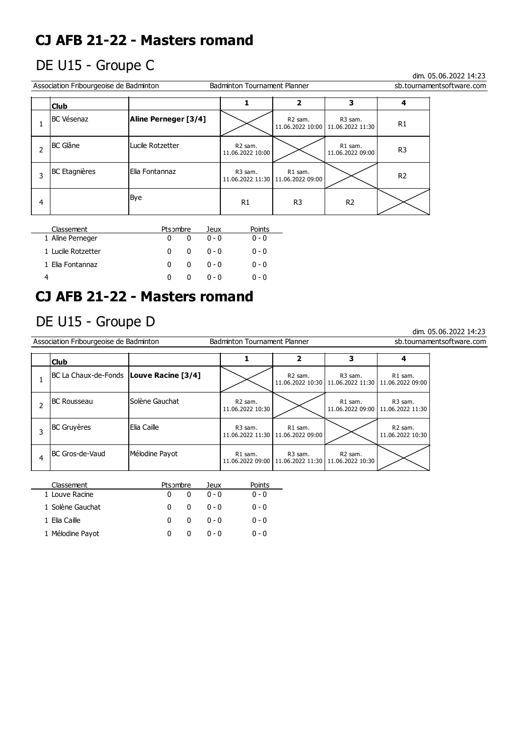# CJ AFB 21-22 - Masters romand

## DE U15 - Groupe C

dim. 05.06.2022 14:23

Association Fribourgeoise de Badminton | Badminton Tournament Planner | sb.tournamentsoftware.com

| | Club | | 1 | 2 | 3 | 4 |
|---|---|---|---|---|---|---|
| 1 | BC Vésenaz | **Aline Perneger [3/4]** | | R2 sam. 11.06.2022 10:00 | R3 sam. 11.06.2022 11:30 | R1 |
| 2 | BC Glâne | Lucile Rotzetter | R2 sam. 11.06.2022 10:00 | | R1 sam. 11.06.2022 09:00 | R3 |
| 3 | BC Etagnières | Elia Fontannaz | R3 sam. 11.06.2022 11:30 | R1 sam. 11.06.2022 09:00 | | R2 |
| 4 | | Bye | R1 | R3 | R2 | |

| Classement | Pts | Nombre | Jeux | Points |
|---|---|---|---|---|
| 1 Aline Perneger | 0 | 0 | 0 - 0 | 0 - 0 |
| 1 Lucile Rotzetter | 0 | 0 | 0 - 0 | 0 - 0 |
| 1 Elia Fontannaz | 0 | 0 | 0 - 0 | 0 - 0 |
| 4 | 0 | 0 | 0 - 0 | 0 - 0 |

# CJ AFB 21-22 - Masters romand

## DE U15 - Groupe D

dim. 05.06.2022 14:23

Association Fribourgeoise de Badminton | Badminton Tournament Planner | sb.tournamentsoftware.com

| | Club | | 1 | 2 | 3 | 4 |
|---|---|---|---|---|---|---|
| 1 | BC La Chaux-de-Fonds | **Louve Racine [3/4]** | | R2 sam. 11.06.2022 10:30 | R3 sam. 11.06.2022 11:30 | R1 sam. 11.06.2022 09:00 |
| 2 | BC Rousseau | Solène Gauchat | R2 sam. 11.06.2022 10:30 | | R1 sam. 11.06.2022 09:00 | R3 sam. 11.06.2022 11:30 |
| 3 | BC Gruyères | Elia Caille | R3 sam. 11.06.2022 11:30 | R1 sam. 11.06.2022 09:00 | | R2 sam. 11.06.2022 10:30 |
| 4 | BC Gros-de-Vaud | Mélodine Payot | R1 sam. 11.06.2022 09:00 | R3 sam. 11.06.2022 11:30 | R2 sam. 11.06.2022 10:30 | |

| Classement | Pts | Nombre | Jeux | Points |
|---|---|---|---|---|
| 1 Louve Racine | 0 | 0 | 0 - 0 | 0 - 0 |
| 1 Solène Gauchat | 0 | 0 | 0 - 0 | 0 - 0 |
| 1 Elia Caille | 0 | 0 | 0 - 0 | 0 - 0 |
| 1 Mélodine Payot | 0 | 0 | 0 - 0 | 0 - 0 |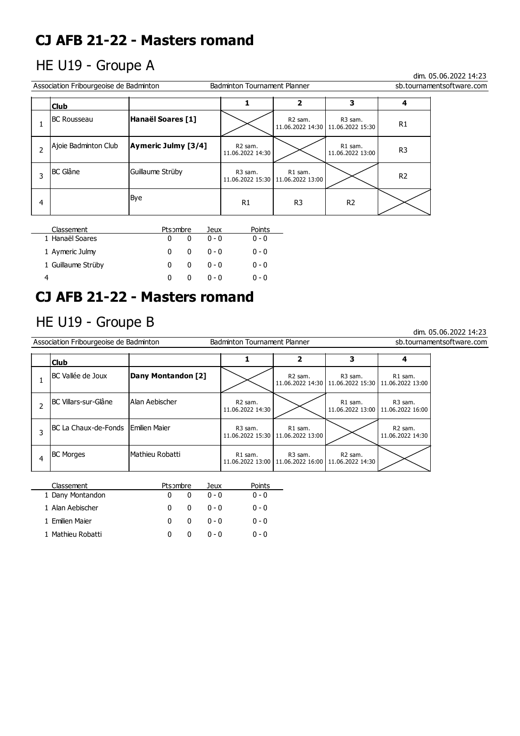# CJ AFB 21-22 - Masters romand

## HE U19 - Groupe A

dim. 05.06.2022 14:23

Association Fribourgeoise de Badminton — Badminton Tournament Planner — sb.tournamentsoftware.com

| | Club | | 1 | 2 | 3 | 4 |
|---|---|---|---|---|---|---|
| 1 | BC Rousseau | **Hanaël Soares [1]** | | R2 sam. 11.06.2022 14:30 | R3 sam. 11.06.2022 15:30 | R1 |
| 2 | Ajoie Badminton Club | **Aymeric Julmy [3/4]** | R2 sam. 11.06.2022 14:30 | | R1 sam. 11.06.2022 13:00 | R3 |
| 3 | BC Glâne | Guillaume Strüby | R3 sam. 11.06.2022 15:30 | R1 sam. 11.06.2022 13:00 | | R2 |
| 4 | | Bye | R1 | R3 | R2 | |

| Classement | Pts | Nombre | Jeux | Points |
|---|---|---|---|---|
| 1 Hanaël Soares | 0 | 0 | 0 - 0 | 0 - 0 |
| 1 Aymeric Julmy | 0 | 0 | 0 - 0 | 0 - 0 |
| 1 Guillaume Strüby | 0 | 0 | 0 - 0 | 0 - 0 |
| 4 | 0 | 0 | 0 - 0 | 0 - 0 |

# CJ AFB 21-22 - Masters romand

## HE U19 - Groupe B

dim. 05.06.2022 14:23

Association Fribourgeoise de Badminton — Badminton Tournament Planner — sb.tournamentsoftware.com

| | Club | | 1 | 2 | 3 | 4 |
|---|---|---|---|---|---|---|
| 1 | BC Vallée de Joux | **Dany Montandon [2]** | | R2 sam. 11.06.2022 14:30 | R3 sam. 11.06.2022 15:30 | R1 sam. 11.06.2022 13:00 |
| 2 | BC Villars-sur-Glâne | Alan Aebischer | R2 sam. 11.06.2022 14:30 | | R1 sam. 11.06.2022 13:00 | R3 sam. 11.06.2022 16:00 |
| 3 | BC La Chaux-de-Fonds | Emilien Maier | R3 sam. 11.06.2022 15:30 | R1 sam. 11.06.2022 13:00 | | R2 sam. 11.06.2022 14:30 |
| 4 | BC Morges | Mathieu Robatti | R1 sam. 11.06.2022 13:00 | R3 sam. 11.06.2022 16:00 | R2 sam. 11.06.2022 14:30 | |

| Classement | Pts | Nombre | Jeux | Points |
|---|---|---|---|---|
| 1 Dany Montandon | 0 | 0 | 0 - 0 | 0 - 0 |
| 1 Alan Aebischer | 0 | 0 | 0 - 0 | 0 - 0 |
| 1 Emilien Maier | 0 | 0 | 0 - 0 | 0 - 0 |
| 1 Mathieu Robatti | 0 | 0 | 0 - 0 | 0 - 0 |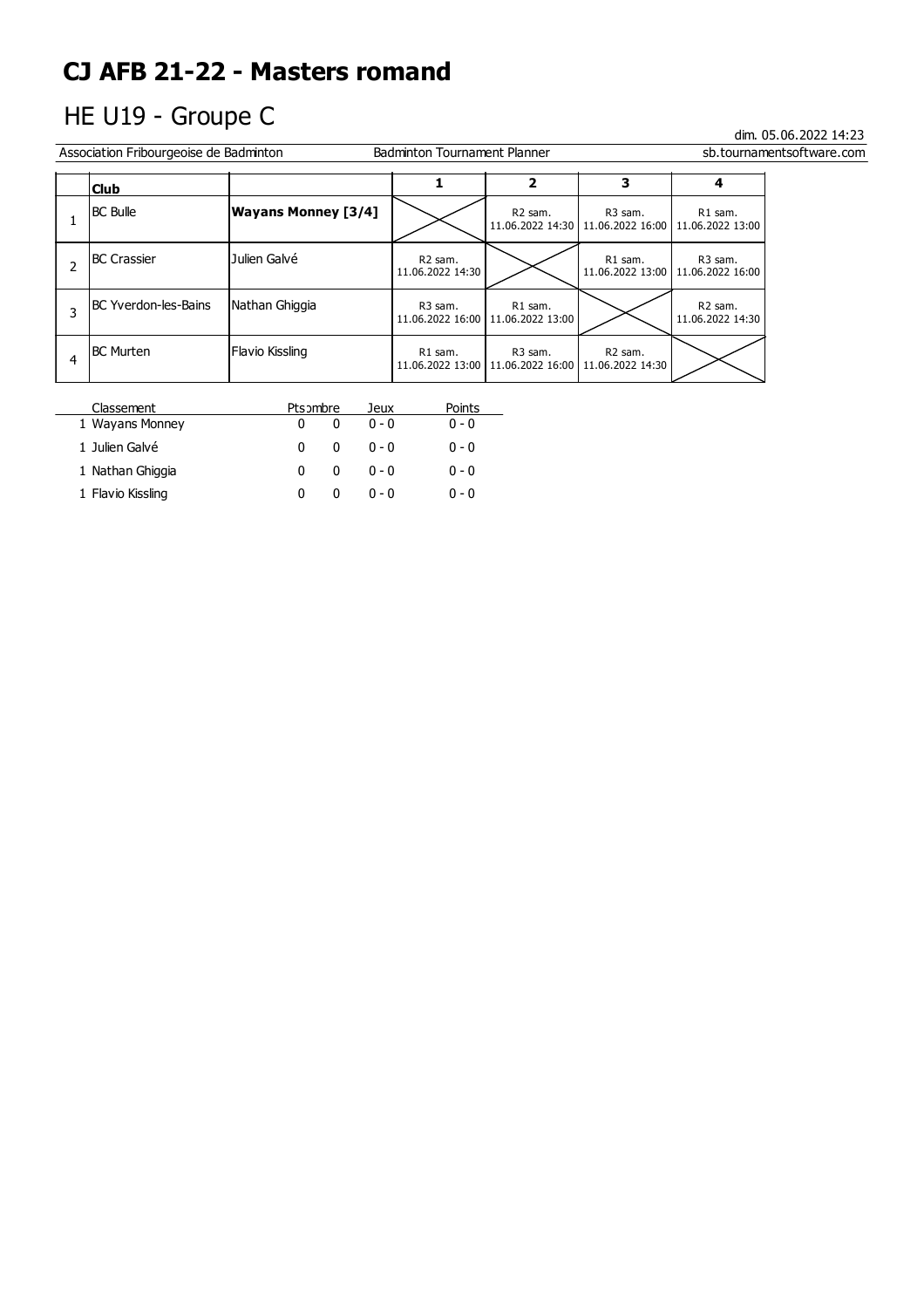# CJ AFB 21-22 - Masters romand

## HE U19 - Groupe C

dim. 05.06.2022 14:23

Association Fribourgeoise de Badminton | Badminton Tournament Planner | sb.tournamentsoftware.com

| | Club | | 1 | 2 | 3 | 4 |
|---|---|---|---|---|---|---|
| 1 | BC Bulle | **Wayans Monney [3/4]** | | R2 sam. 11.06.2022 14:30 | R3 sam. 11.06.2022 16:00 | R1 sam. 11.06.2022 13:00 |
| 2 | BC Crassier | Julien Galvé | R2 sam. 11.06.2022 14:30 | | R1 sam. 11.06.2022 13:00 | R3 sam. 11.06.2022 16:00 |
| 3 | BC Yverdon-les-Bains | Nathan Ghiggia | R3 sam. 11.06.2022 16:00 | R1 sam. 11.06.2022 13:00 | | R2 sam. 11.06.2022 14:30 |
| 4 | BC Murten | Flavio Kissling | R1 sam. 11.06.2022 13:00 | R3 sam. 11.06.2022 16:00 | R2 sam. 11.06.2022 14:30 | |

| Classement | Pts | Nombre | Jeux | Points |
|---|---|---|---|---|
| 1 Wayans Monney | 0 | 0 | 0 - 0 | 0 - 0 |
| 1 Julien Galvé | 0 | 0 | 0 - 0 | 0 - 0 |
| 1 Nathan Ghiggia | 0 | 0 | 0 - 0 | 0 - 0 |
| 1 Flavio Kissling | 0 | 0 | 0 - 0 | 0 - 0 |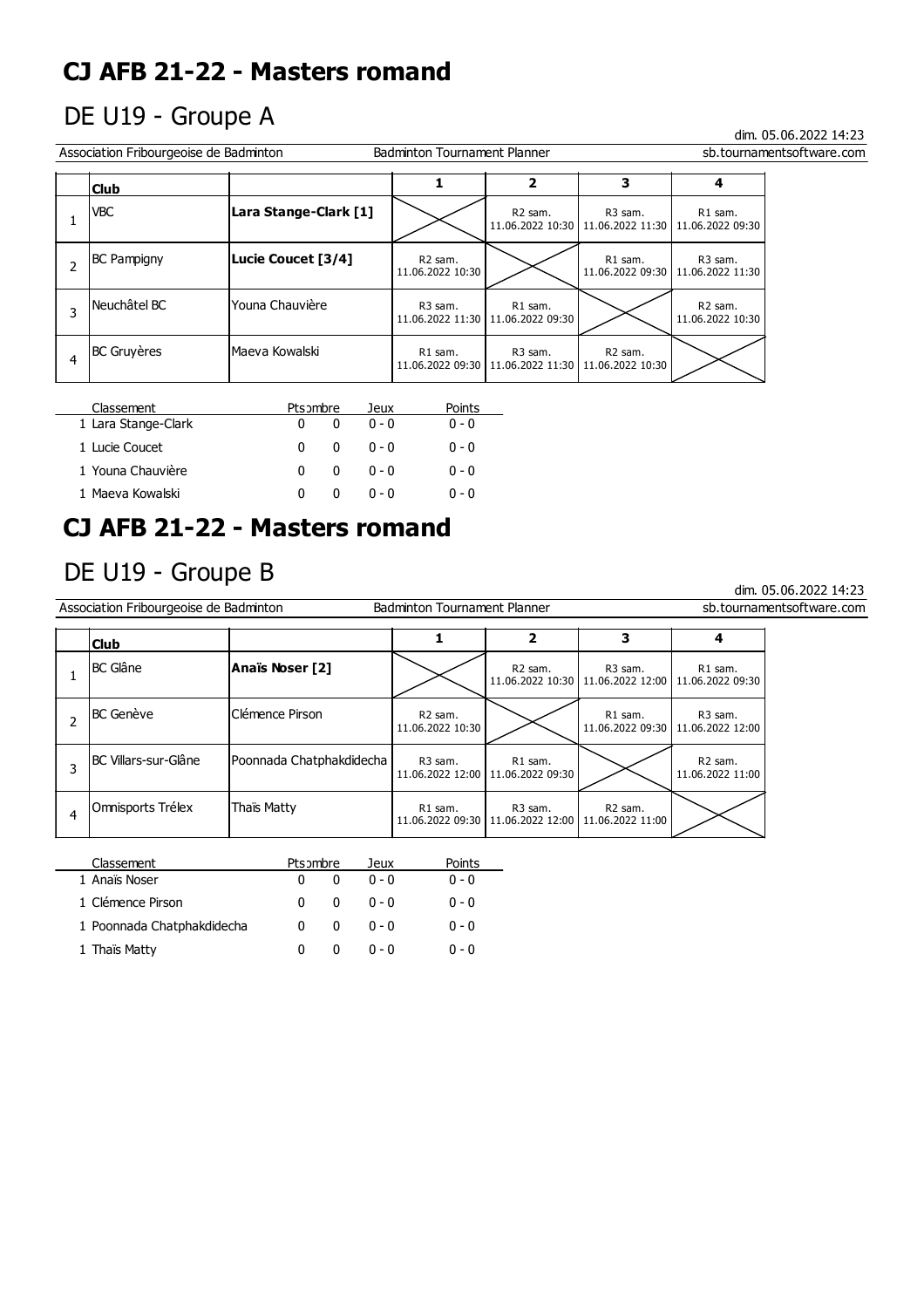# CJ AFB 21-22 - Masters romand

## DE U19 - Groupe A

dim. 05.06.2022 14:23

Association Fribourgeoise de Badminton | Badminton Tournament Planner | sb.tournamentsoftware.com

| | Club | | 1 | 2 | 3 | 4 |
|---|---|---|---|---|---|---|
| 1 | VBC | **Lara Stange-Clark [1]** | | R2 sam. 11.06.2022 10:30 | R3 sam. 11.06.2022 11:30 | R1 sam. 11.06.2022 09:30 |
| 2 | BC Pampigny | **Lucie Coucet [3/4]** | R2 sam. 11.06.2022 10:30 | | R1 sam. 11.06.2022 09:30 | R3 sam. 11.06.2022 11:30 |
| 3 | Neuchâtel BC | Youna Chauvière | R3 sam. 11.06.2022 11:30 | R1 sam. 11.06.2022 09:30 | | R2 sam. 11.06.2022 10:30 |
| 4 | BC Gruyères | Maeva Kowalski | R1 sam. 11.06.2022 09:30 | R3 sam. 11.06.2022 11:30 | R2 sam. 11.06.2022 10:30 | |

| Classement | Pts | Nombre | Jeux | Points |
|---|---|---|---|---|
| 1 Lara Stange-Clark | 0 | 0 | 0 - 0 | 0 - 0 |
| 1 Lucie Coucet | 0 | 0 | 0 - 0 | 0 - 0 |
| 1 Youna Chauvière | 0 | 0 | 0 - 0 | 0 - 0 |
| 1 Maeva Kowalski | 0 | 0 | 0 - 0 | 0 - 0 |

# CJ AFB 21-22 - Masters romand

## DE U19 - Groupe B

dim. 05.06.2022 14:23

Association Fribourgeoise de Badminton | Badminton Tournament Planner | sb.tournamentsoftware.com

| | Club | | 1 | 2 | 3 | 4 |
|---|---|---|---|---|---|---|
| 1 | BC Glâne | **Anaïs Noser [2]** | | R2 sam. 11.06.2022 10:30 | R3 sam. 11.06.2022 12:00 | R1 sam. 11.06.2022 09:30 |
| 2 | BC Genève | Clémence Pirson | R2 sam. 11.06.2022 10:30 | | R1 sam. 11.06.2022 09:30 | R3 sam. 11.06.2022 12:00 |
| 3 | BC Villars-sur-Glâne | Poonnada Chatphakdidecha | R3 sam. 11.06.2022 12:00 | R1 sam. 11.06.2022 09:30 | | R2 sam. 11.06.2022 11:00 |
| 4 | Omnisports Trélex | Thaïs Matty | R1 sam. 11.06.2022 09:30 | R3 sam. 11.06.2022 12:00 | R2 sam. 11.06.2022 11:00 | |

| Classement | Pts | Nombre | Jeux | Points |
|---|---|---|---|---|
| 1 Anaïs Noser | 0 | 0 | 0 - 0 | 0 - 0 |
| 1 Clémence Pirson | 0 | 0 | 0 - 0 | 0 - 0 |
| 1 Poonnada Chatphakdidecha | 0 | 0 | 0 - 0 | 0 - 0 |
| 1 Thaïs Matty | 0 | 0 | 0 - 0 | 0 - 0 |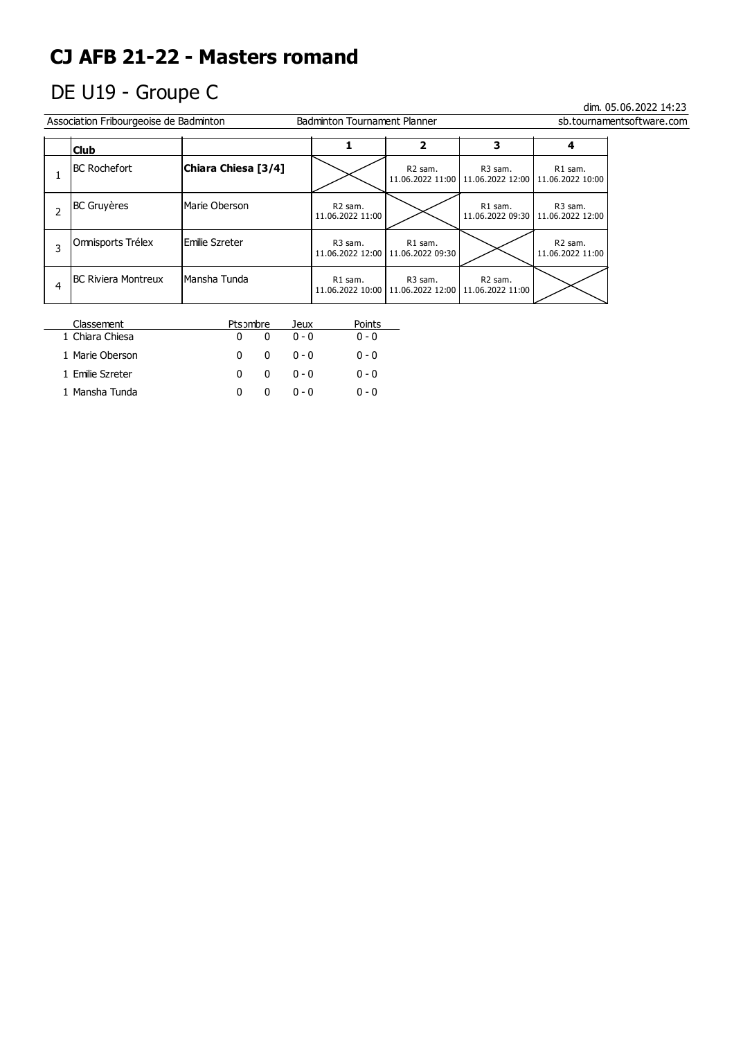# CJ AFB 21-22 - Masters romand

## DE U19 - Groupe C

dim. 05.06.2022 14:23

Association Fribourgeoise de Badminton — Badminton Tournament Planner — sb.tournamentsoftware.com

| | Club | | 1 | 2 | 3 | 4 |
|---|---|---|---|---|---|---|
| 1 | BC Rochefort | **Chiara Chiesa [3/4]** | | R2 sam. 11.06.2022 11:00 | R3 sam. 11.06.2022 12:00 | R1 sam. 11.06.2022 10:00 |
| 2 | BC Gruyères | Marie Oberson | R2 sam. 11.06.2022 11:00 | | R1 sam. 11.06.2022 09:30 | R3 sam. 11.06.2022 12:00 |
| 3 | Omnisports Trélex | Emilie Szreter | R3 sam. 11.06.2022 12:00 | R1 sam. 11.06.2022 09:30 | | R2 sam. 11.06.2022 11:00 |
| 4 | BC Riviera Montreux | Mansha Tunda | R1 sam. 11.06.2022 10:00 | R3 sam. 11.06.2022 12:00 | R2 sam. 11.06.2022 11:00 | |

| Classement | Pts | Nombre | Jeux | Points |
|---|---|---|---|---|
| 1 Chiara Chiesa | 0 | 0 | 0 - 0 | 0 - 0 |
| 1 Marie Oberson | 0 | 0 | 0 - 0 | 0 - 0 |
| 1 Emilie Szreter | 0 | 0 | 0 - 0 | 0 - 0 |
| 1 Mansha Tunda | 0 | 0 | 0 - 0 | 0 - 0 |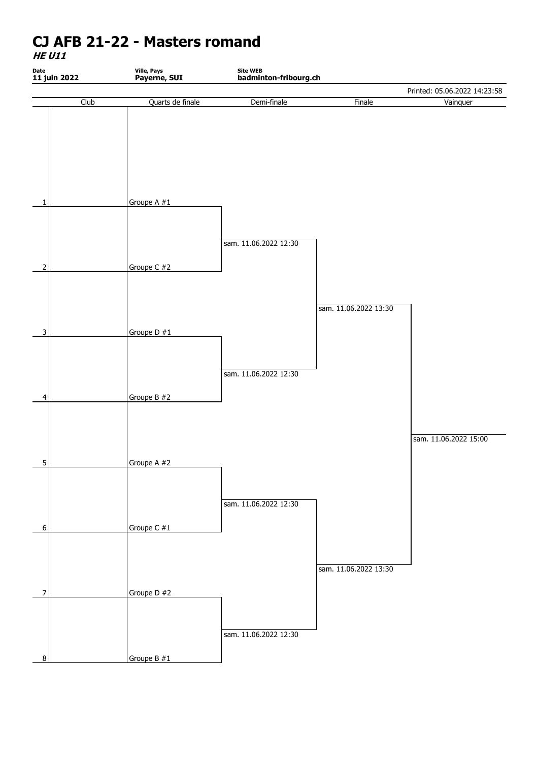# CJ AFB 21-22 - Masters romand

***HE U11***

| Date | Ville, Pays | Site WEB |
|---|---|---|
| **11 juin 2022** | **Payerne, SUI** | **badminton-fribourg.ch** |

Printed: 05.06.2022 14:23:58

| | Club | Quarts de finale | Demi-finale | Finale | Vainquer |
|---|---|---|---|---|---|
| 1 | | Groupe A #1 | | | |
| | | | sam. 11.06.2022 12:30 | | |
| 2 | | Groupe C #2 | | | |
| | | | | sam. 11.06.2022 13:30 | |
| 3 | | Groupe D #1 | | | |
| | | | sam. 11.06.2022 12:30 | | |
| 4 | | Groupe B #2 | | | |
| | | | | | sam. 11.06.2022 15:00 |
| 5 | | Groupe A #2 | | | |
| | | | sam. 11.06.2022 12:30 | | |
| 6 | | Groupe C #1 | | | |
| | | | | sam. 11.06.2022 13:30 | |
| 7 | | Groupe D #2 | | | |
| | | | sam. 11.06.2022 12:30 | | |
| 8 | | Groupe B #1 | | | |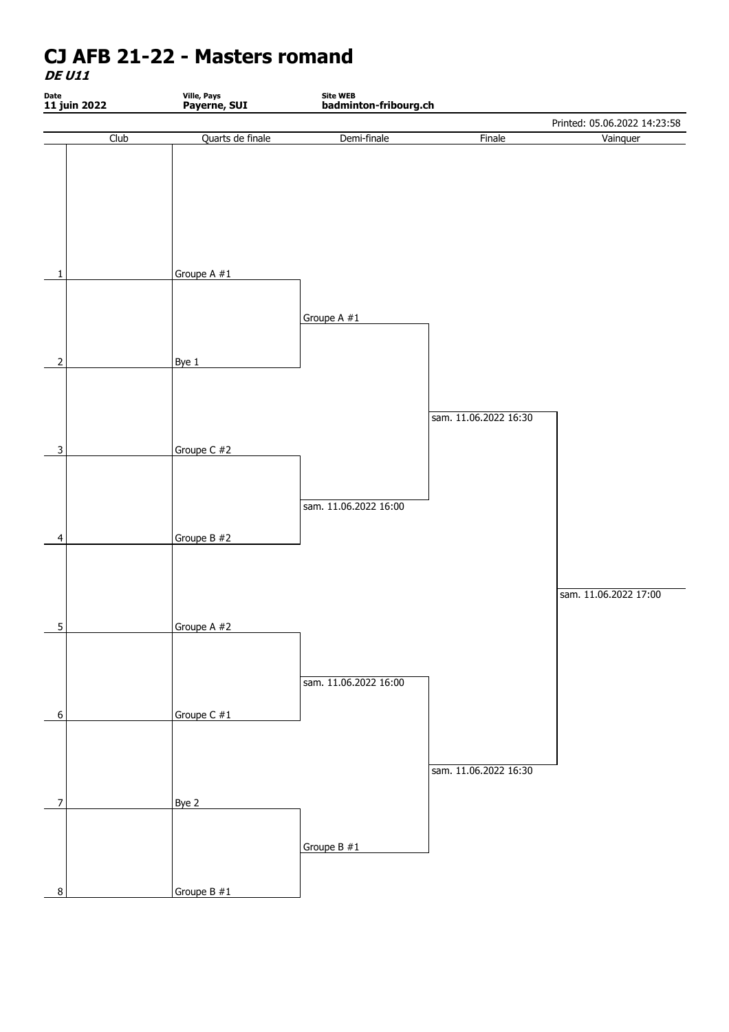# CJ AFB 21-22 - Masters romand

***DE U11***

| Date | Ville, Pays | Site WEB |
|---|---|---|
| **11 juin 2022** | **Payerne, SUI** | **badminton-fribourg.ch** |

Printed: 05.06.2022 14:23:58

| | Club | Quarts de finale | Demi-finale | Finale | Vainquer |
|---|---|---|---|---|---|
| 1 | | Groupe A #1 | | | |
| | | | Groupe A #1 | | |
| 2 | | Bye 1 | | | |
| | | | | sam. 11.06.2022 16:30 | |
| 3 | | Groupe C #2 | | | |
| | | | sam. 11.06.2022 16:00 | | |
| 4 | | Groupe B #2 | | | |
| | | | | | sam. 11.06.2022 17:00 |
| 5 | | Groupe A #2 | | | |
| | | | sam. 11.06.2022 16:00 | | |
| 6 | | Groupe C #1 | | | |
| | | | | sam. 11.06.2022 16:30 | |
| 7 | | Bye 2 | | | |
| | | | Groupe B #1 | | |
| 8 | | Groupe B #1 | | | |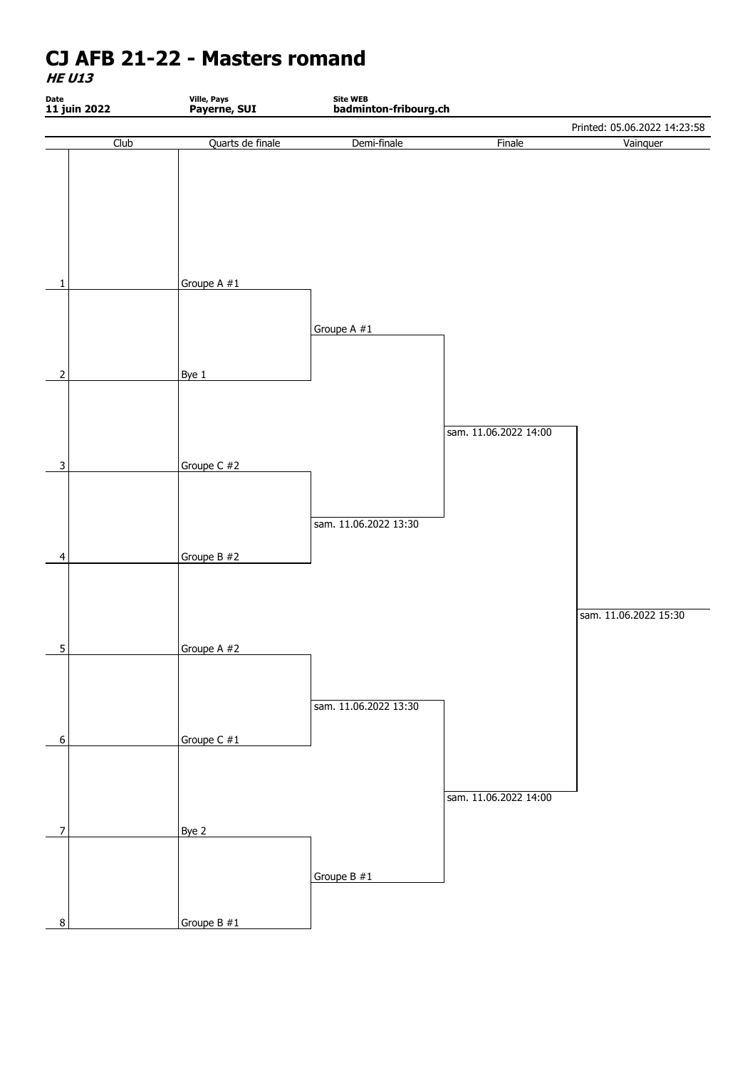# CJ AFB 21-22 - Masters romand

***HE U13***

| Date | Ville, Pays | Site WEB |
|---|---|---|
| **11 juin 2022** | **Payerne, SUI** | **badminton-fribourg.ch** |

Printed: 05.06.2022 14:23:58

| | Club | Quarts de finale | Demi-finale | Finale | Vainquer |
|---|---|---|---|---|---|
| 1 | | Groupe A #1 | | | |
| | | | Groupe A #1 | | |
| 2 | | Bye 1 | | | |
| | | | | sam. 11.06.2022 14:00 | |
| 3 | | Groupe C #2 | | | |
| | | | sam. 11.06.2022 13:30 | | |
| 4 | | Groupe B #2 | | | |
| | | | | | sam. 11.06.2022 15:30 |
| 5 | | Groupe A #2 | | | |
| | | | sam. 11.06.2022 13:30 | | |
| 6 | | Groupe C #1 | | | |
| | | | | sam. 11.06.2022 14:00 | |
| 7 | | Bye 2 | | | |
| | | | Groupe B #1 | | |
| 8 | | Groupe B #1 | | | |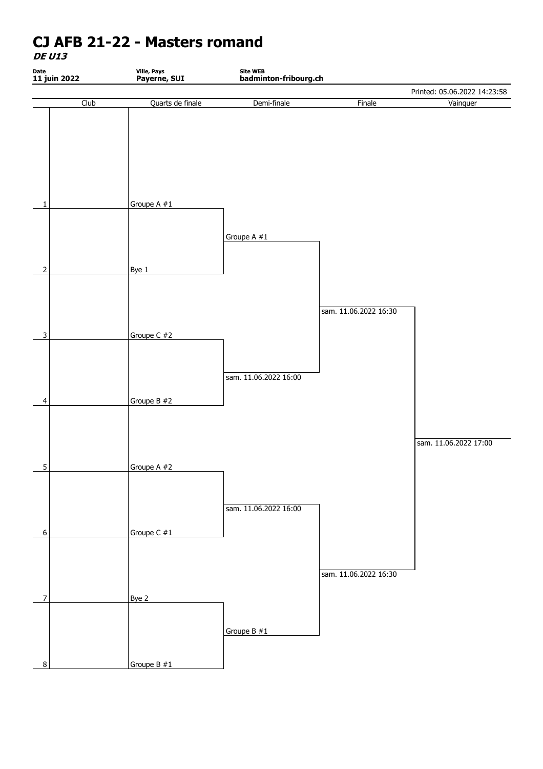# CJ AFB 21-22 - Masters romand

***DE U13***

| Date | Ville, Pays | Site WEB |
|---|---|---|
| 11 juin 2022 | Payerne, SUI | badminton-fribourg.ch |

Printed: 05.06.2022 14:23:58

| | Club | Quarts de finale | Demi-finale | Finale | Vainquer |
|---|---|---|---|---|---|
| 1 | | Groupe A #1 | | | |
| | | | Groupe A #1 | | |
| 2 | | Bye 1 | | | |
| | | | | sam. 11.06.2022 16:30 | |
| 3 | | Groupe C #2 | | | |
| | | | sam. 11.06.2022 16:00 | | |
| 4 | | Groupe B #2 | | | |
| | | | | | sam. 11.06.2022 17:00 |
| 5 | | Groupe A #2 | | | |
| | | | sam. 11.06.2022 16:00 | | |
| 6 | | Groupe C #1 | | | |
| | | | | sam. 11.06.2022 16:30 | |
| 7 | | Bye 2 | | | |
| | | | Groupe B #1 | | |
| 8 | | Groupe B #1 | | | |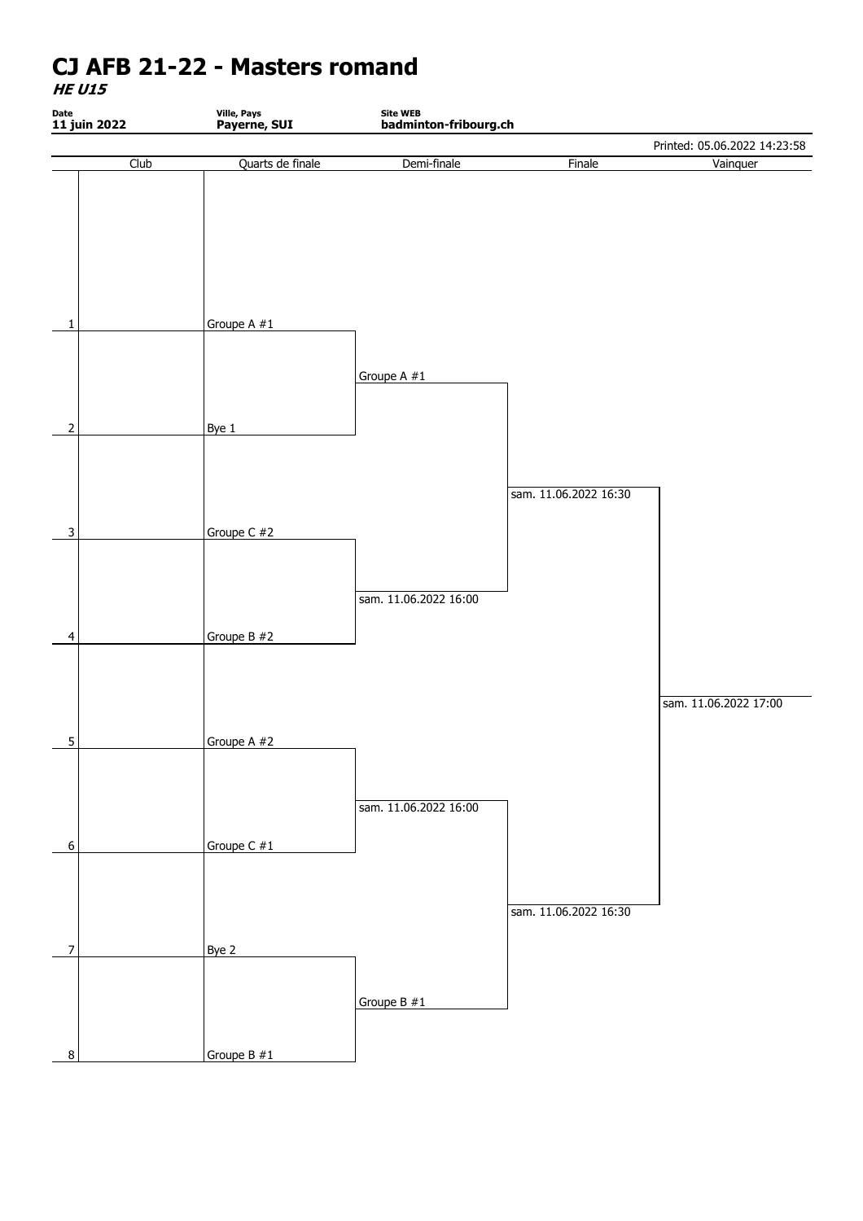# CJ AFB 21-22 - Masters romand

***HE U15***

| Date | Ville, Pays | Site WEB |
| --- | --- | --- |
| 11 juin 2022 | Payerne, SUI | badminton-fribourg.ch |

Printed: 05.06.2022 14:23:58

| | Club | Quarts de finale | Demi-finale | Finale | Vainquer |
| --- | --- | --- | --- | --- | --- |
| 1 | | Groupe A #1 | | | |
| | | | Groupe A #1 | | |
| 2 | | Bye 1 | | | |
| | | | | sam. 11.06.2022 16:30 | |
| 3 | | Groupe C #2 | | | |
| | | | sam. 11.06.2022 16:00 | | |
| 4 | | Groupe B #2 | | | |
| | | | | | sam. 11.06.2022 17:00 |
| 5 | | Groupe A #2 | | | |
| | | | sam. 11.06.2022 16:00 | | |
| 6 | | Groupe C #1 | | | |
| | | | | sam. 11.06.2022 16:30 | |
| 7 | | Bye 2 | | | |
| | | | Groupe B #1 | | |
| 8 | | Groupe B #1 | | | |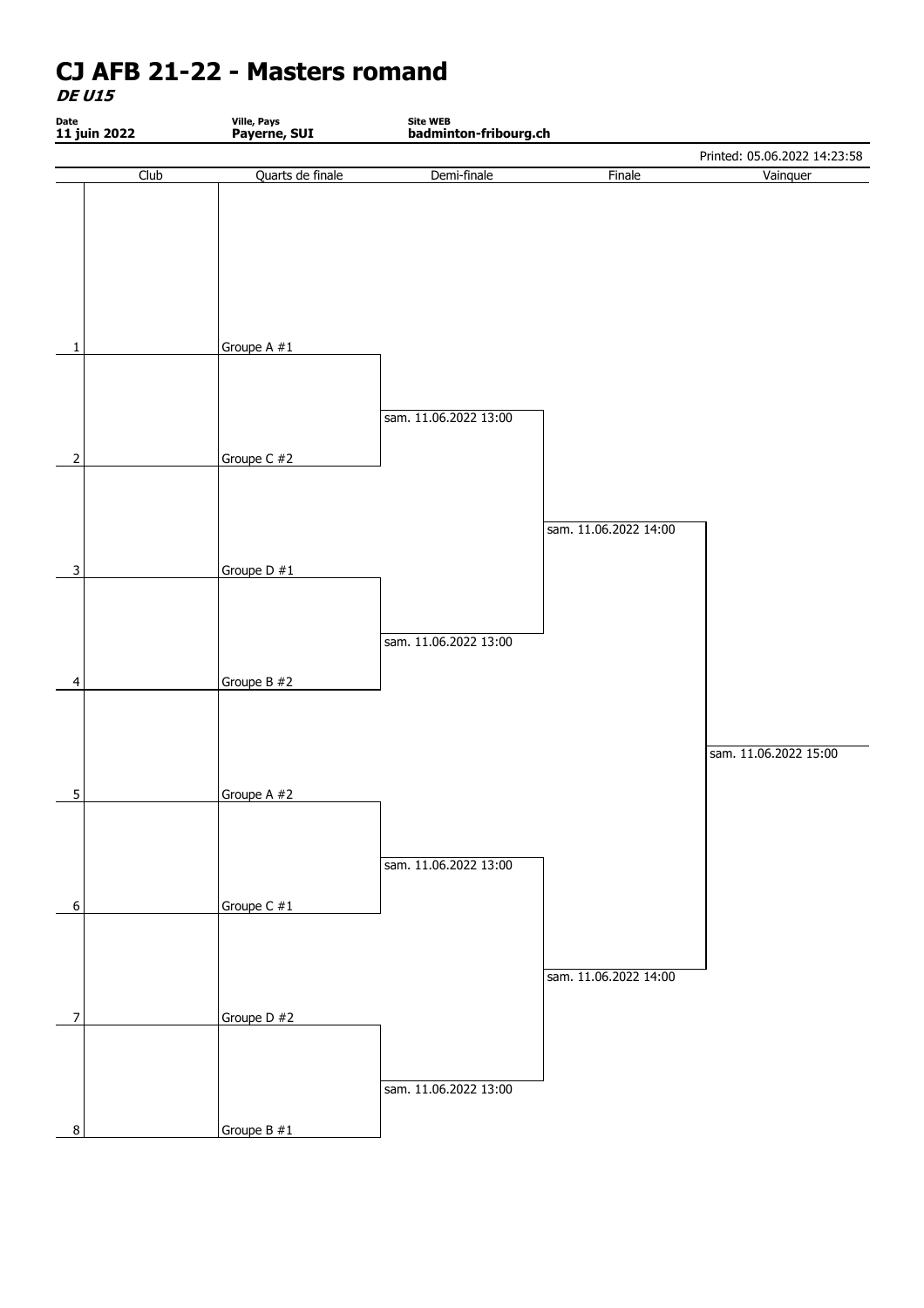# CJ AFB 21-22 - Masters romand

***DE U15***

| Date | Ville, Pays | Site WEB |
|---|---|---|
| 11 juin 2022 | Payerne, SUI | badminton-fribourg.ch |

Printed: 05.06.2022 14:23:58

| | Club | Quarts de finale | Demi-finale | Finale | Vainquer |
|---|---|---|---|---|---|
| 1 | | Groupe A #1 | | | |
| | | | sam. 11.06.2022 13:00 | | |
| 2 | | Groupe C #2 | | | |
| | | | | sam. 11.06.2022 14:00 | |
| 3 | | Groupe D #1 | | | |
| | | | sam. 11.06.2022 13:00 | | |
| 4 | | Groupe B #2 | | | |
| | | | | | sam. 11.06.2022 15:00 |
| 5 | | Groupe A #2 | | | |
| | | | sam. 11.06.2022 13:00 | | |
| 6 | | Groupe C #1 | | | |
| | | | | sam. 11.06.2022 14:00 | |
| 7 | | Groupe D #2 | | | |
| | | | sam. 11.06.2022 13:00 | | |
| 8 | | Groupe B #1 | | | |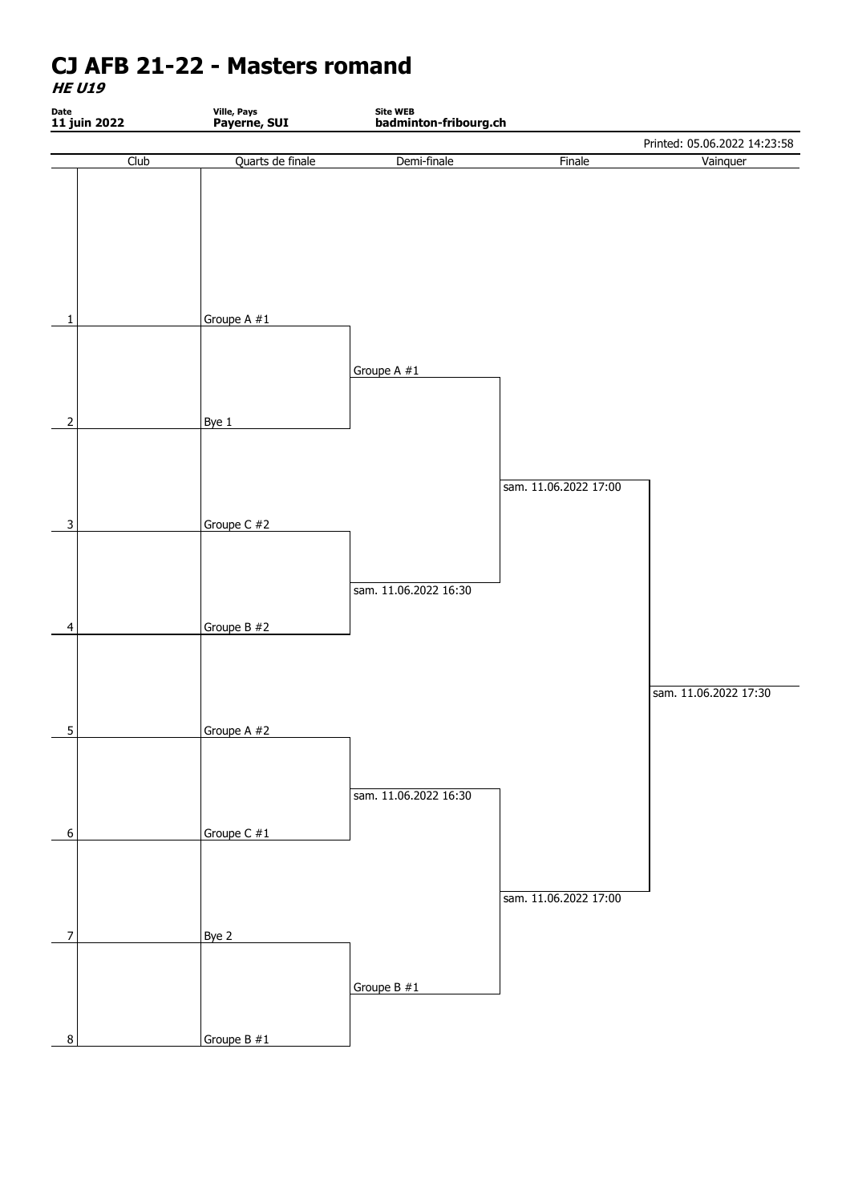# CJ AFB 21-22 - Masters romand

***HE U19***

| Date | Ville, Pays | Site WEB |
|---|---|---|
| **11 juin 2022** | **Payerne, SUI** | **badminton-fribourg.ch** |

Printed: 05.06.2022 14:23:58

| | Club | Quarts de finale | Demi-finale | Finale | Vainquer |
|---|---|---|---|---|---|
| 1 | | Groupe A #1 | | | |
| | | | Groupe A #1 | | |
| 2 | | Bye 1 | | | |
| | | | | sam. 11.06.2022 17:00 | |
| 3 | | Groupe C #2 | | | |
| | | | sam. 11.06.2022 16:30 | | |
| 4 | | Groupe B #2 | | | |
| | | | | | sam. 11.06.2022 17:30 |
| 5 | | Groupe A #2 | | | |
| | | | sam. 11.06.2022 16:30 | | |
| 6 | | Groupe C #1 | | | |
| | | | | sam. 11.06.2022 17:00 | |
| 7 | | Bye 2 | | | |
| | | | Groupe B #1 | | |
| 8 | | Groupe B #1 | | | |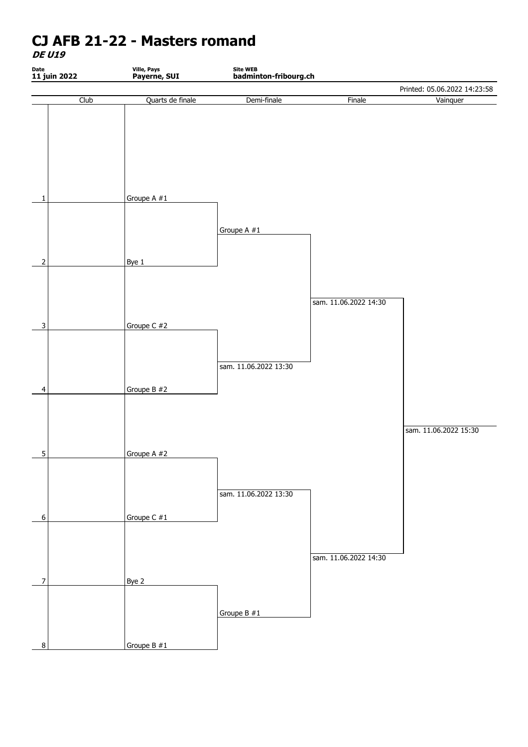# CJ AFB 21-22 - Masters romand

***DE U19***

| Date | Ville, Pays | Site WEB |
|---|---|---|
| 11 juin 2022 | Payerne, SUI | badminton-fribourg.ch |

Printed: 05.06.2022 14:23:58

| | Club | Quarts de finale | Demi-finale | Finale | Vainquer |
|---|---|---|---|---|---|
| 1 | | Groupe A #1 | | | |
| | | | Groupe A #1 | | |
| 2 | | Bye 1 | | | |
| | | | | sam. 11.06.2022 14:30 | |
| 3 | | Groupe C #2 | | | |
| | | | sam. 11.06.2022 13:30 | | |
| 4 | | Groupe B #2 | | | |
| | | | | | sam. 11.06.2022 15:30 |
| 5 | | Groupe A #2 | | | |
| | | | sam. 11.06.2022 13:30 | | |
| 6 | | Groupe C #1 | | | |
| | | | | sam. 11.06.2022 14:30 | |
| 7 | | Bye 2 | | | |
| | | | Groupe B #1 | | |
| 8 | | Groupe B #1 | | | |